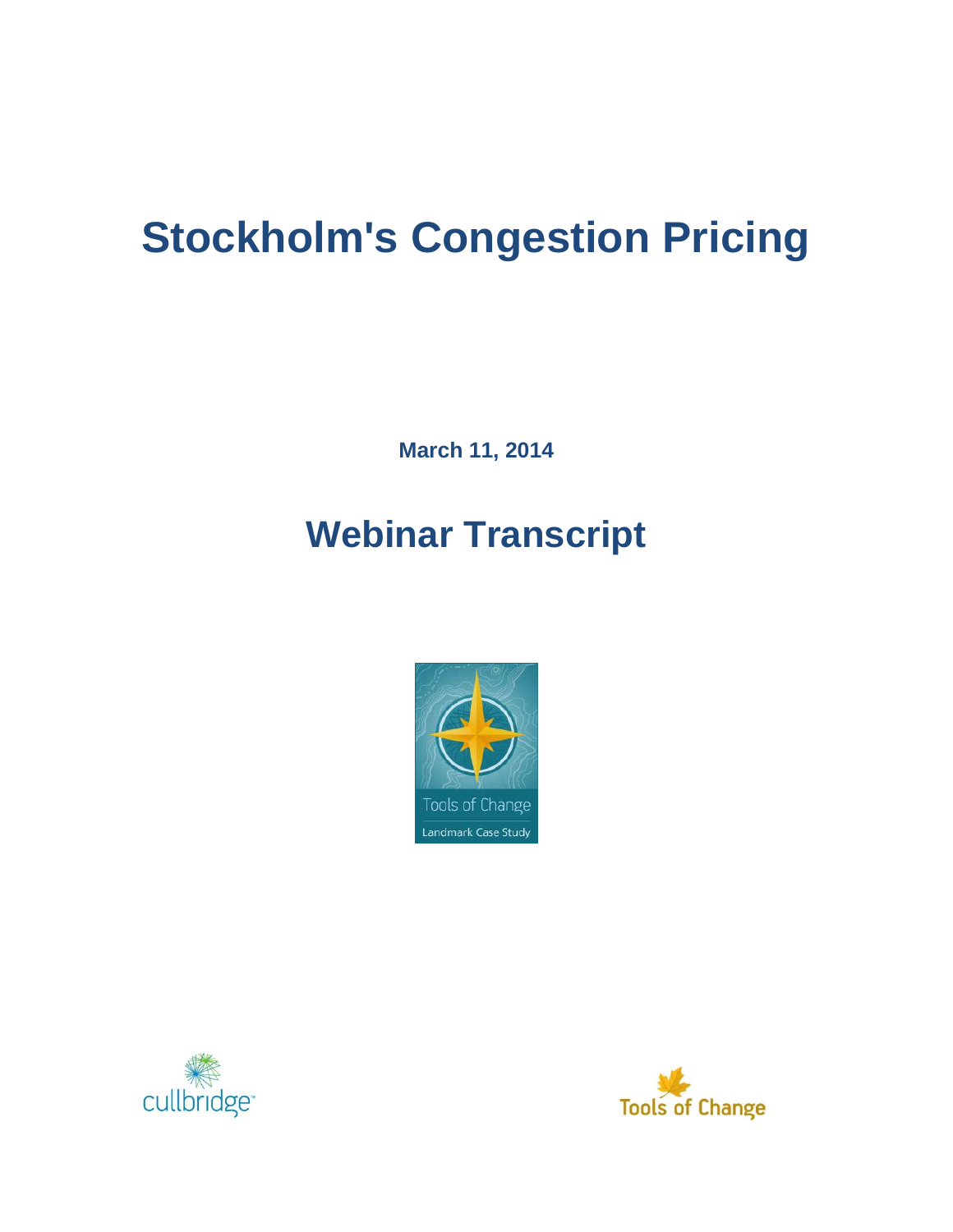# Stockholm's Congestion Pricing

**March 11, 2014**

## Webinar Transcript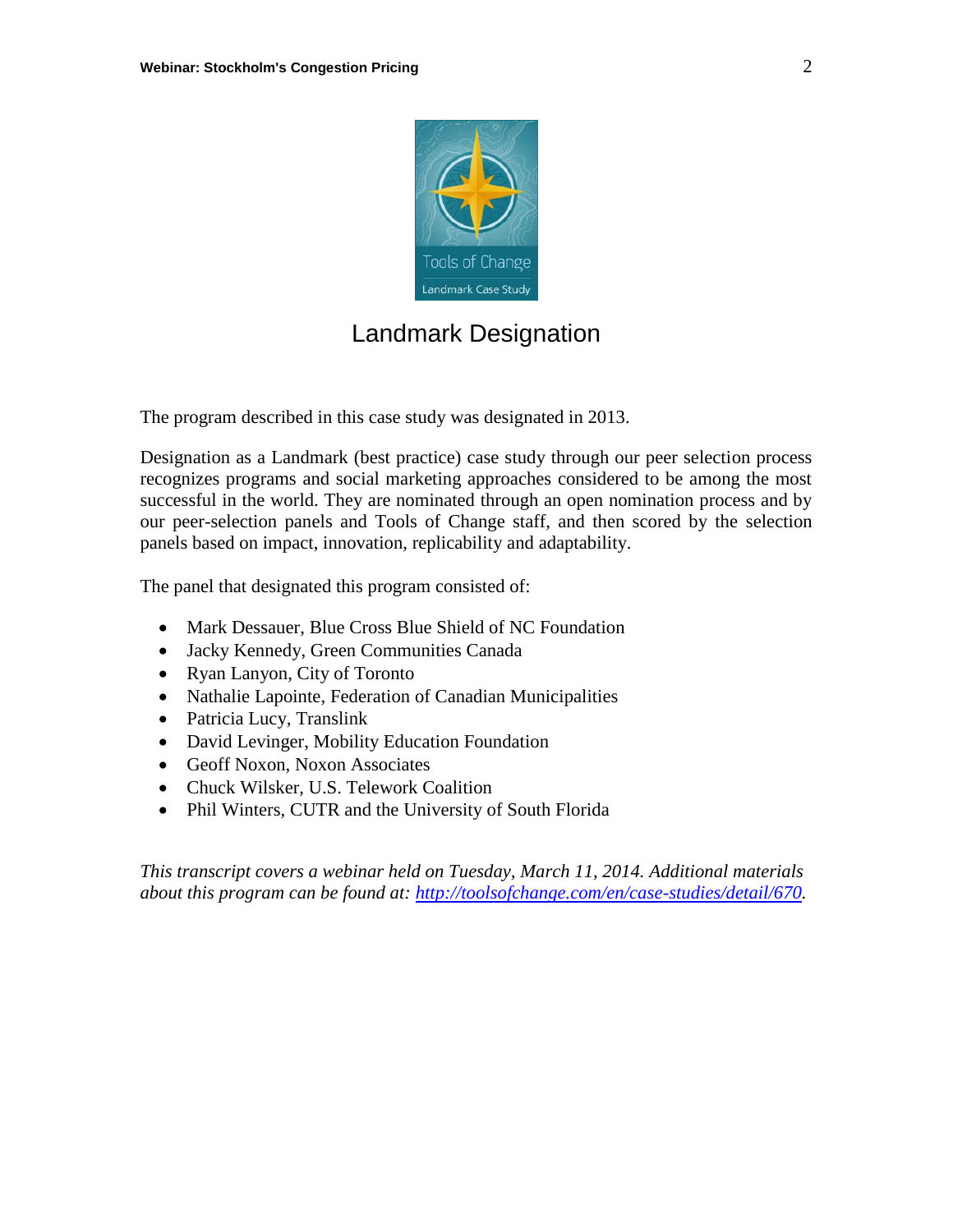Tools of Change

Landmark Case Study

## Landmark Designation

The program described in this case study was designated in 2013.

Designation as a Landmark (best practice) case study through our peer selection process recognizes programs and social marketing approaches considered to be among the most successful in the world. They are nominated through an open nomination process and by our peer-selection panels and Tools of Change staff, and then scored by the selection panels based on impact, innovation, replicability and adaptability.

The panel that designated this program consisted of:

- Mark Dessauer, Blue Cross Blue Shield of NC Foundation
- Jacky Kennedy, Green Communities Canada
- Ryan Lanyon, City of Toronto
- Nathalie Lapointe, Federation of Canadian Municipalities
- Patricia Lucy, Translink
- David Levinger, Mobility Education Foundation
- Geoff Noxon, Noxon Associates
- Chuck Wilsker, U.S. Telework Coalition
- Phil Winters, CUTR and the University of South Florida

*This transcript covers a webinar held on Tuesday, March 11, 2014. Additional materials about this program can be found at: [http://toolsofchange.com/en/case-studies/detail/670](http://toolsofchange.com/en/case-studies/detail/670).*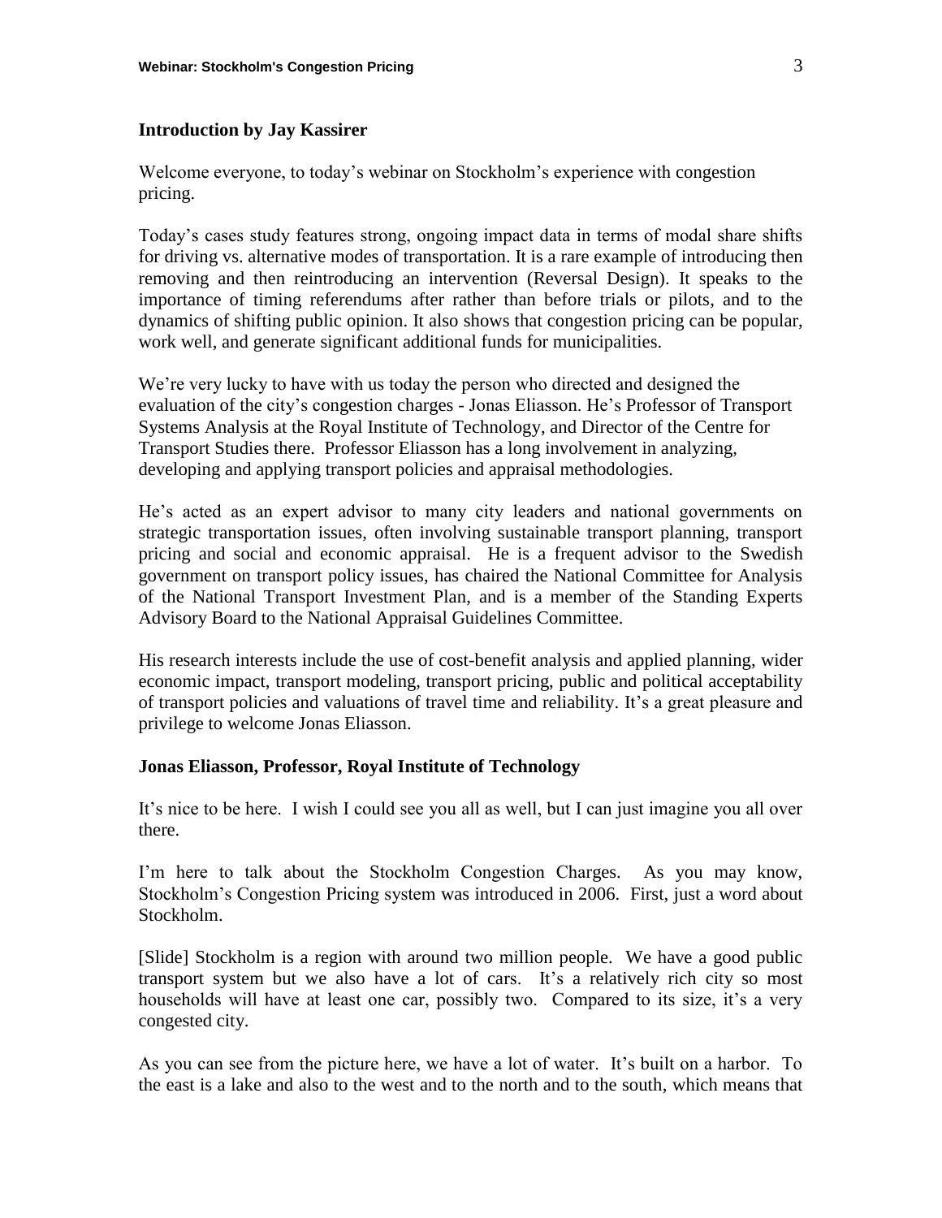### Introduction by Jay Kassirer

Welcome everyone, to today's webinar on Stockholm's experience with congestion pricing.

Today's cases study features strong, ongoing impact data in terms of modal share shifts for driving vs. alternative modes of transportation. It is a rare example of introducing then removing and then reintroducing an intervention (Reversal Design). It speaks to the importance of timing referendums after rather than before trials or pilots, and to the dynamics of shifting public opinion. It also shows that congestion pricing can be popular, work well, and generate significant additional funds for municipalities.

We're very lucky to have with us today the person who directed and designed the evaluation of the city's congestion charges - Jonas Eliasson. He's Professor of Transport Systems Analysis at the Royal Institute of Technology, and Director of the Centre for Transport Studies there. Professor Eliasson has a long involvement in analyzing, developing and applying transport policies and appraisal methodologies.

He's acted as an expert advisor to many city leaders and national governments on strategic transportation issues, often involving sustainable transport planning, transport pricing and social and economic appraisal. He is a frequent advisor to the Swedish government on transport policy issues, has chaired the National Committee for Analysis of the National Transport Investment Plan, and is a member of the Standing Experts Advisory Board to the National Appraisal Guidelines Committee.

His research interests include the use of cost-benefit analysis and applied planning, wider economic impact, transport modeling, transport pricing, public and political acceptability of transport policies and valuations of travel time and reliability. It's a great pleasure and privilege to welcome Jonas Eliasson.

### Jonas Eliasson, Professor, Royal Institute of Technology

It's nice to be here. I wish I could see you all as well, but I can just imagine you all over there.

I'm here to talk about the Stockholm Congestion Charges. As you may know, Stockholm's Congestion Pricing system was introduced in 2006. First, just a word about Stockholm.

[Slide] Stockholm is a region with around two million people. We have a good public transport system but we also have a lot of cars. It's a relatively rich city so most households will have at least one car, possibly two. Compared to its size, it's a very congested city.

As you can see from the picture here, we have a lot of water. It's built on a harbor. To the east is a lake and also to the west and to the north and to the south, which means that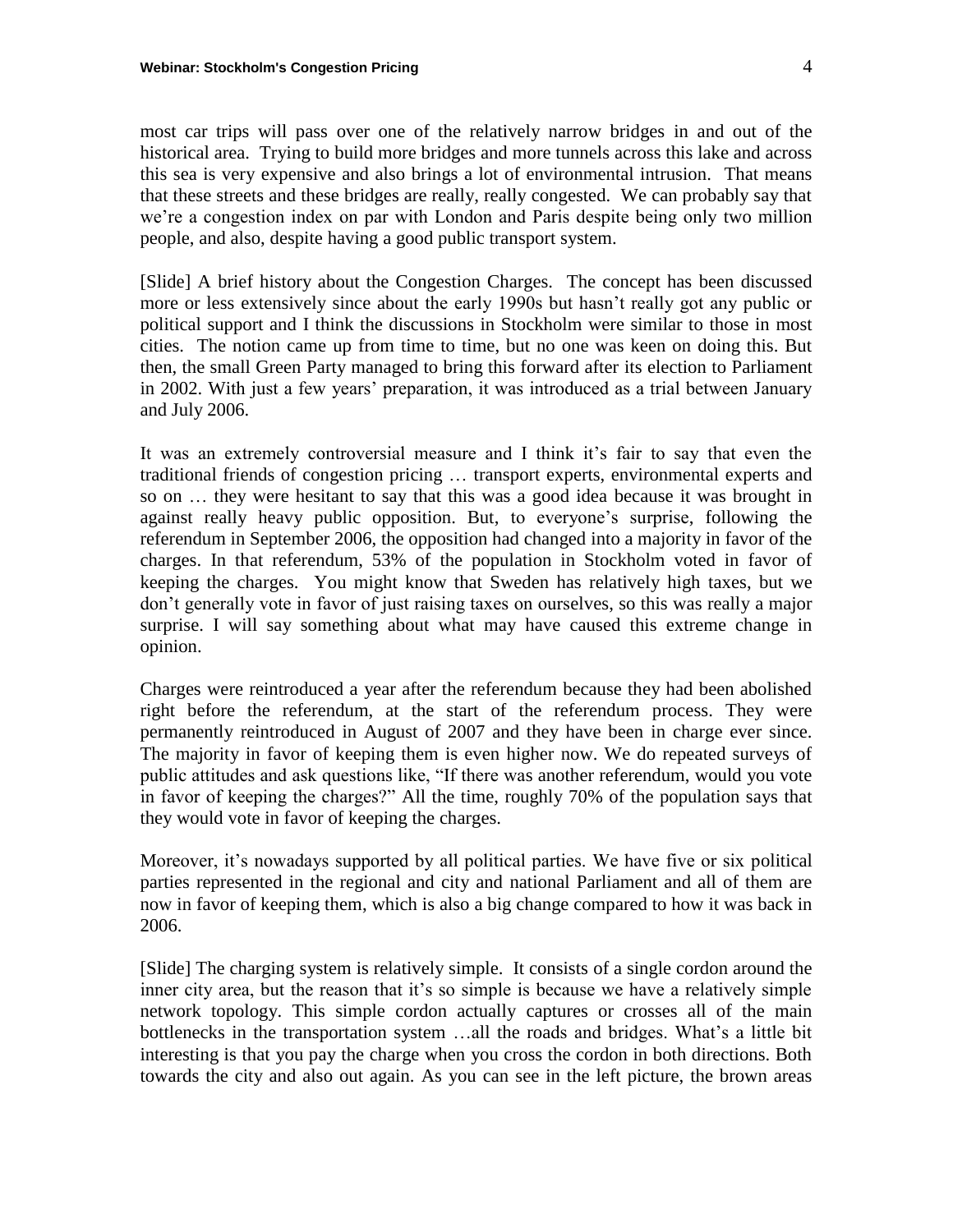most car trips will pass over one of the relatively narrow bridges in and out of the historical area. Trying to build more bridges and more tunnels across this lake and across this sea is very expensive and also brings a lot of environmental intrusion. That means that these streets and these bridges are really, really congested. We can probably say that we're a congestion index on par with London and Paris despite being only two million people, and also, despite having a good public transport system.

[Slide] A brief history about the Congestion Charges. The concept has been discussed more or less extensively since about the early 1990s but hasn't really got any public or political support and I think the discussions in Stockholm were similar to those in most cities. The notion came up from time to time, but no one was keen on doing this. But then, the small Green Party managed to bring this forward after its election to Parliament in 2002. With just a few years' preparation, it was introduced as a trial between January and July 2006.

It was an extremely controversial measure and I think it's fair to say that even the traditional friends of congestion pricing … transport experts, environmental experts and so on … they were hesitant to say that this was a good idea because it was brought in against really heavy public opposition. But, to everyone's surprise, following the referendum in September 2006, the opposition had changed into a majority in favor of the charges. In that referendum, 53% of the population in Stockholm voted in favor of keeping the charges. You might know that Sweden has relatively high taxes, but we don't generally vote in favor of just raising taxes on ourselves, so this was really a major surprise. I will say something about what may have caused this extreme change in opinion.

Charges were reintroduced a year after the referendum because they had been abolished right before the referendum, at the start of the referendum process. They were permanently reintroduced in August of 2007 and they have been in charge ever since. The majority in favor of keeping them is even higher now. We do repeated surveys of public attitudes and ask questions like, "If there was another referendum, would you vote in favor of keeping the charges?" All the time, roughly 70% of the population says that they would vote in favor of keeping the charges.

Moreover, it's nowadays supported by all political parties. We have five or six political parties represented in the regional and city and national Parliament and all of them are now in favor of keeping them, which is also a big change compared to how it was back in 2006.

[Slide] The charging system is relatively simple. It consists of a single cordon around the inner city area, but the reason that it's so simple is because we have a relatively simple network topology. This simple cordon actually captures or crosses all of the main bottlenecks in the transportation system …all the roads and bridges. What's a little bit interesting is that you pay the charge when you cross the cordon in both directions. Both towards the city and also out again. As you can see in the left picture, the brown areas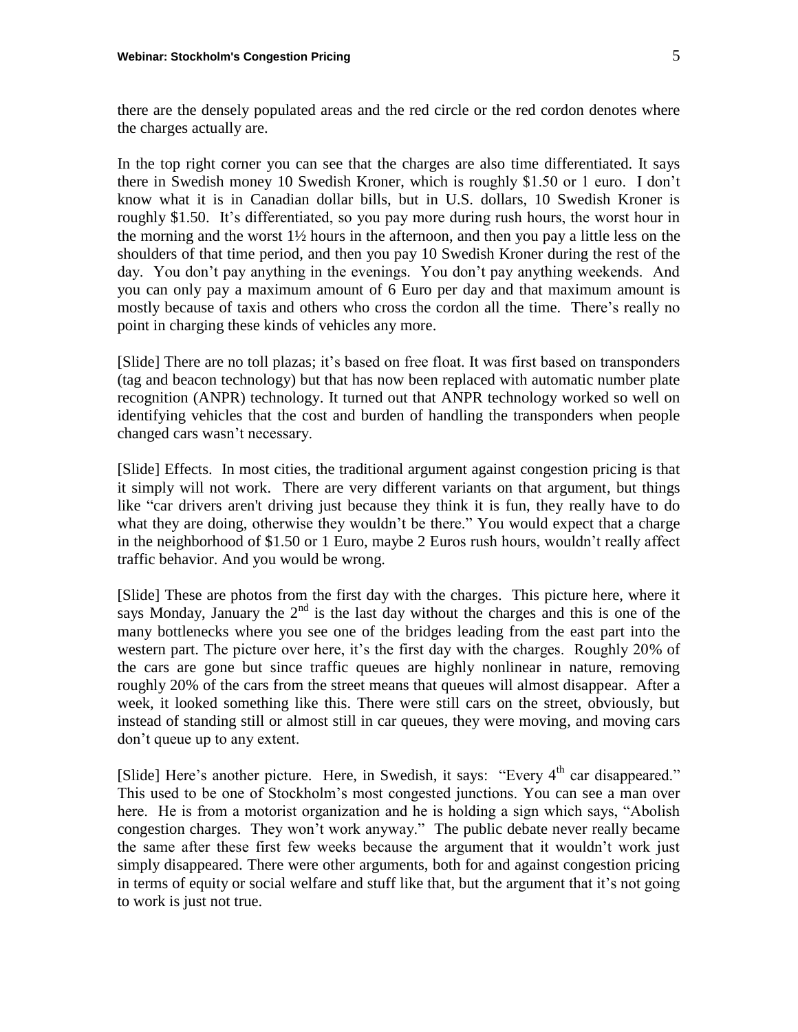there are the densely populated areas and the red circle or the red cordon denotes where the charges actually are.

In the top right corner you can see that the charges are also time differentiated. It says there in Swedish money 10 Swedish Kroner, which is roughly $1.50 or 1 euro. I don't know what it is in Canadian dollar bills, but in U.S. dollars, 10 Swedish Kroner is roughly $1.50. It's differentiated, so you pay more during rush hours, the worst hour in the morning and the worst 1½ hours in the afternoon, and then you pay a little less on the shoulders of that time period, and then you pay 10 Swedish Kroner during the rest of the day. You don't pay anything in the evenings. You don't pay anything weekends. And you can only pay a maximum amount of 6 Euro per day and that maximum amount is mostly because of taxis and others who cross the cordon all the time. There's really no point in charging these kinds of vehicles any more.

[Slide] There are no toll plazas; it's based on free float. It was first based on transponders (tag and beacon technology) but that has now been replaced with automatic number plate recognition (ANPR) technology. It turned out that ANPR technology worked so well on identifying vehicles that the cost and burden of handling the transponders when people changed cars wasn't necessary.

[Slide] Effects. In most cities, the traditional argument against congestion pricing is that it simply will not work. There are very different variants on that argument, but things like "car drivers aren't driving just because they think it is fun, they really have to do what they are doing, otherwise they wouldn't be there." You would expect that a charge in the neighborhood of $1.50 or 1 Euro, maybe 2 Euros rush hours, wouldn't really affect traffic behavior. And you would be wrong.

[Slide] These are photos from the first day with the charges. This picture here, where it says Monday, January the 2nd is the last day without the charges and this is one of the many bottlenecks where you see one of the bridges leading from the east part into the western part. The picture over here, it's the first day with the charges. Roughly 20% of the cars are gone but since traffic queues are highly nonlinear in nature, removing roughly 20% of the cars from the street means that queues will almost disappear. After a week, it looked something like this. There were still cars on the street, obviously, but instead of standing still or almost still in car queues, they were moving, and moving cars don't queue up to any extent.

[Slide] Here's another picture. Here, in Swedish, it says: "Every 4th car disappeared." This used to be one of Stockholm's most congested junctions. You can see a man over here. He is from a motorist organization and he is holding a sign which says, "Abolish congestion charges. They won't work anyway." The public debate never really became the same after these first few weeks because the argument that it wouldn't work just simply disappeared. There were other arguments, both for and against congestion pricing in terms of equity or social welfare and stuff like that, but the argument that it's not going to work is just not true.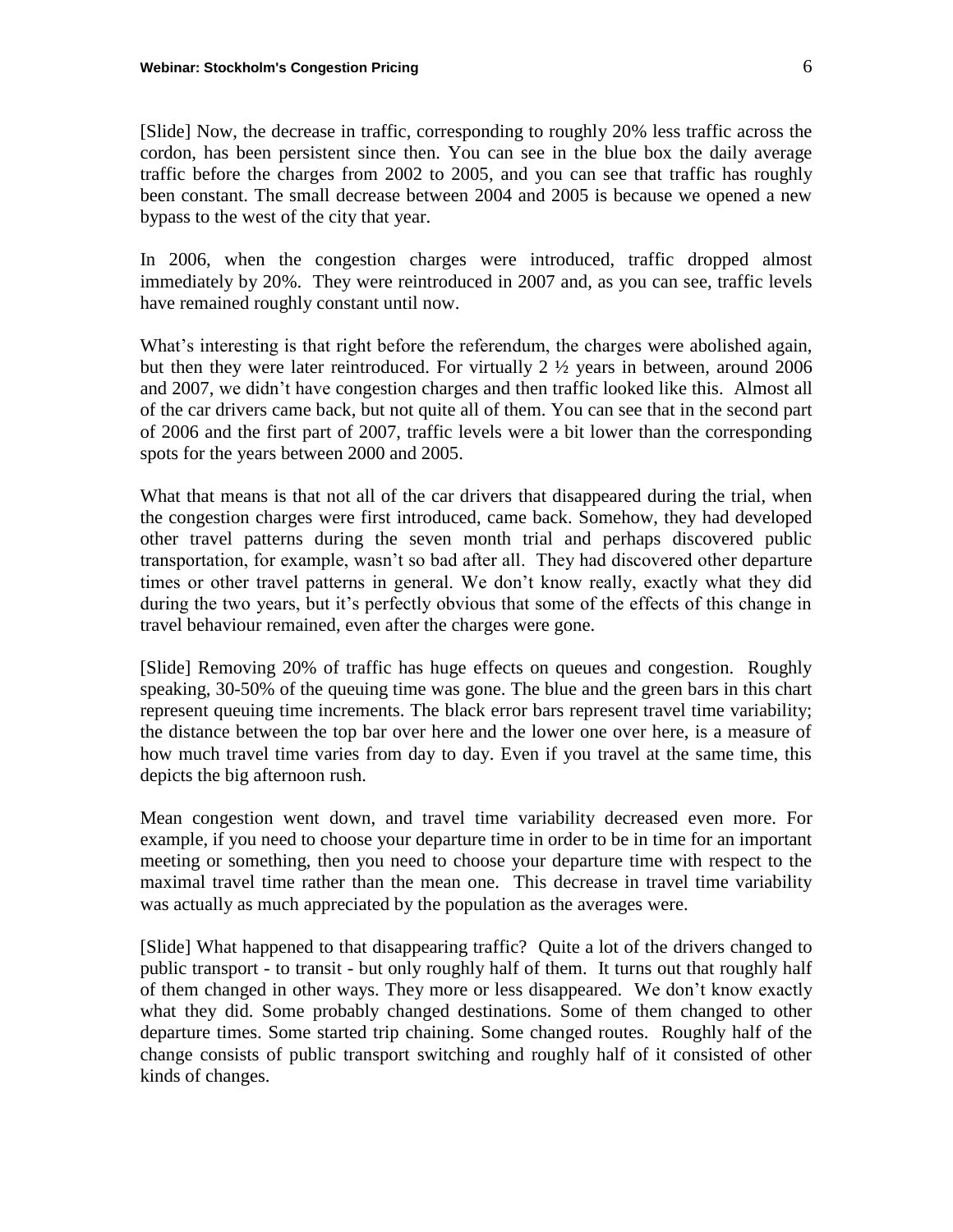[Slide] Now, the decrease in traffic, corresponding to roughly 20% less traffic across the cordon, has been persistent since then. You can see in the blue box the daily average traffic before the charges from 2002 to 2005, and you can see that traffic has roughly been constant. The small decrease between 2004 and 2005 is because we opened a new bypass to the west of the city that year.

In 2006, when the congestion charges were introduced, traffic dropped almost immediately by 20%. They were reintroduced in 2007 and, as you can see, traffic levels have remained roughly constant until now.

What's interesting is that right before the referendum, the charges were abolished again, but then they were later reintroduced. For virtually 2 ½ years in between, around 2006 and 2007, we didn't have congestion charges and then traffic looked like this. Almost all of the car drivers came back, but not quite all of them. You can see that in the second part of 2006 and the first part of 2007, traffic levels were a bit lower than the corresponding spots for the years between 2000 and 2005.

What that means is that not all of the car drivers that disappeared during the trial, when the congestion charges were first introduced, came back. Somehow, they had developed other travel patterns during the seven month trial and perhaps discovered public transportation, for example, wasn't so bad after all. They had discovered other departure times or other travel patterns in general. We don't know really, exactly what they did during the two years, but it's perfectly obvious that some of the effects of this change in travel behaviour remained, even after the charges were gone.

[Slide] Removing 20% of traffic has huge effects on queues and congestion. Roughly speaking, 30-50% of the queuing time was gone. The blue and the green bars in this chart represent queuing time increments. The black error bars represent travel time variability; the distance between the top bar over here and the lower one over here, is a measure of how much travel time varies from day to day. Even if you travel at the same time, this depicts the big afternoon rush.

Mean congestion went down, and travel time variability decreased even more. For example, if you need to choose your departure time in order to be in time for an important meeting or something, then you need to choose your departure time with respect to the maximal travel time rather than the mean one. This decrease in travel time variability was actually as much appreciated by the population as the averages were.

[Slide] What happened to that disappearing traffic? Quite a lot of the drivers changed to public transport - to transit - but only roughly half of them. It turns out that roughly half of them changed in other ways. They more or less disappeared. We don't know exactly what they did. Some probably changed destinations. Some of them changed to other departure times. Some started trip chaining. Some changed routes. Roughly half of the change consists of public transport switching and roughly half of it consisted of other kinds of changes.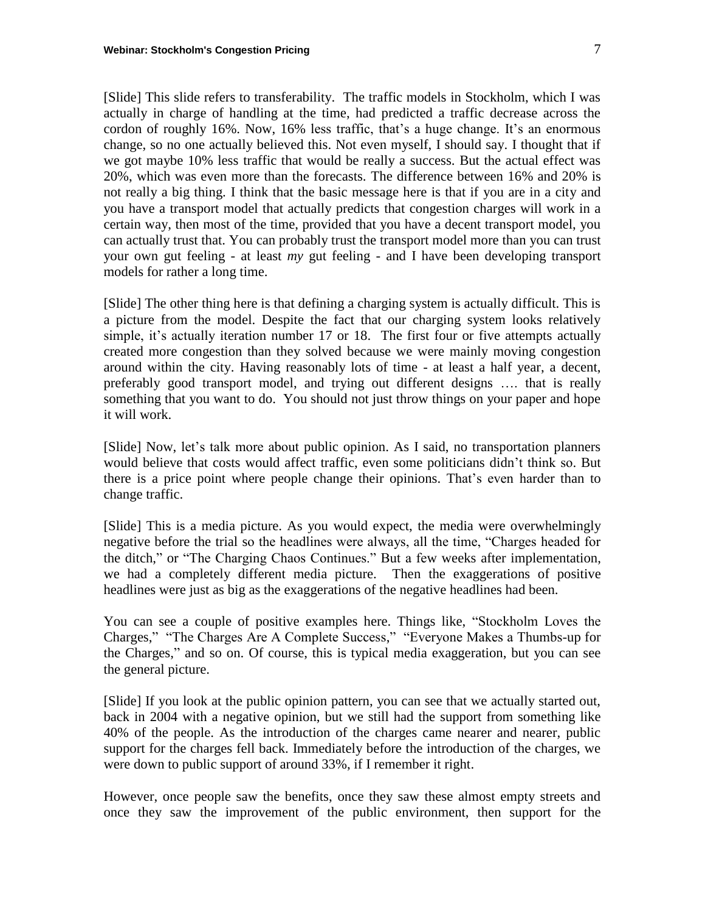[Slide] This slide refers to transferability. The traffic models in Stockholm, which I was actually in charge of handling at the time, had predicted a traffic decrease across the cordon of roughly 16%. Now, 16% less traffic, that's a huge change. It's an enormous change, so no one actually believed this. Not even myself, I should say. I thought that if we got maybe 10% less traffic that would be really a success. But the actual effect was 20%, which was even more than the forecasts. The difference between 16% and 20% is not really a big thing. I think that the basic message here is that if you are in a city and you have a transport model that actually predicts that congestion charges will work in a certain way, then most of the time, provided that you have a decent transport model, you can actually trust that. You can probably trust the transport model more than you can trust your own gut feeling - at least *my* gut feeling - and I have been developing transport models for rather a long time.

[Slide] The other thing here is that defining a charging system is actually difficult. This is a picture from the model. Despite the fact that our charging system looks relatively simple, it's actually iteration number 17 or 18. The first four or five attempts actually created more congestion than they solved because we were mainly moving congestion around within the city. Having reasonably lots of time - at least a half year, a decent, preferably good transport model, and trying out different designs …. that is really something that you want to do. You should not just throw things on your paper and hope it will work.

[Slide] Now, let's talk more about public opinion. As I said, no transportation planners would believe that costs would affect traffic, even some politicians didn't think so. But there is a price point where people change their opinions. That's even harder than to change traffic.

[Slide] This is a media picture. As you would expect, the media were overwhelmingly negative before the trial so the headlines were always, all the time, "Charges headed for the ditch," or "The Charging Chaos Continues." But a few weeks after implementation, we had a completely different media picture. Then the exaggerations of positive headlines were just as big as the exaggerations of the negative headlines had been.

You can see a couple of positive examples here. Things like, "Stockholm Loves the Charges," "The Charges Are A Complete Success," "Everyone Makes a Thumbs-up for the Charges," and so on. Of course, this is typical media exaggeration, but you can see the general picture.

[Slide] If you look at the public opinion pattern, you can see that we actually started out, back in 2004 with a negative opinion, but we still had the support from something like 40% of the people. As the introduction of the charges came nearer and nearer, public support for the charges fell back. Immediately before the introduction of the charges, we were down to public support of around 33%, if I remember it right.

However, once people saw the benefits, once they saw these almost empty streets and once they saw the improvement of the public environment, then support for the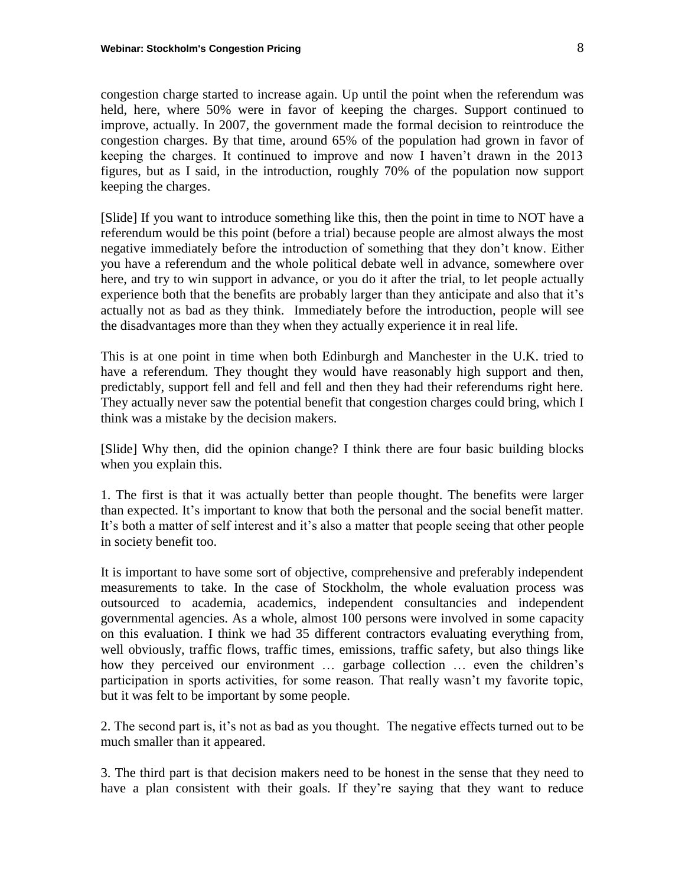congestion charge started to increase again. Up until the point when the referendum was held, here, where 50% were in favor of keeping the charges. Support continued to improve, actually. In 2007, the government made the formal decision to reintroduce the congestion charges. By that time, around 65% of the population had grown in favor of keeping the charges. It continued to improve and now I haven't drawn in the 2013 figures, but as I said, in the introduction, roughly 70% of the population now support keeping the charges.

[Slide] If you want to introduce something like this, then the point in time to NOT have a referendum would be this point (before a trial) because people are almost always the most negative immediately before the introduction of something that they don't know. Either you have a referendum and the whole political debate well in advance, somewhere over here, and try to win support in advance, or you do it after the trial, to let people actually experience both that the benefits are probably larger than they anticipate and also that it's actually not as bad as they think. Immediately before the introduction, people will see the disadvantages more than they when they actually experience it in real life.

This is at one point in time when both Edinburgh and Manchester in the U.K. tried to have a referendum. They thought they would have reasonably high support and then, predictably, support fell and fell and fell and then they had their referendums right here. They actually never saw the potential benefit that congestion charges could bring, which I think was a mistake by the decision makers.

[Slide] Why then, did the opinion change? I think there are four basic building blocks when you explain this.

1. The first is that it was actually better than people thought. The benefits were larger than expected. It's important to know that both the personal and the social benefit matter. It's both a matter of self interest and it's also a matter that people seeing that other people in society benefit too.

It is important to have some sort of objective, comprehensive and preferably independent measurements to take. In the case of Stockholm, the whole evaluation process was outsourced to academia, academics, independent consultancies and independent governmental agencies. As a whole, almost 100 persons were involved in some capacity on this evaluation. I think we had 35 different contractors evaluating everything from, well obviously, traffic flows, traffic times, emissions, traffic safety, but also things like how they perceived our environment … garbage collection … even the children's participation in sports activities, for some reason. That really wasn't my favorite topic, but it was felt to be important by some people.

2. The second part is, it's not as bad as you thought. The negative effects turned out to be much smaller than it appeared.

3. The third part is that decision makers need to be honest in the sense that they need to have a plan consistent with their goals. If they're saying that they want to reduce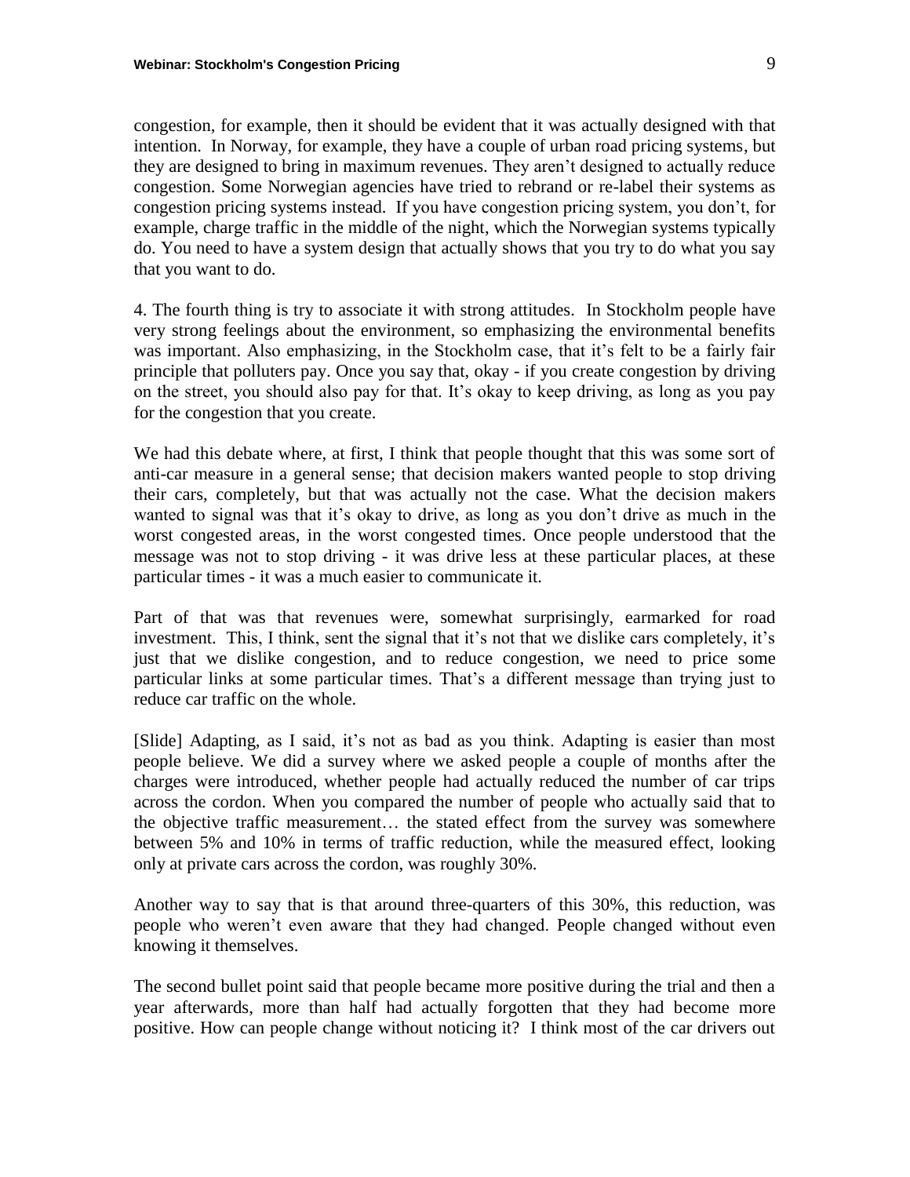congestion, for example, then it should be evident that it was actually designed with that intention. In Norway, for example, they have a couple of urban road pricing systems, but they are designed to bring in maximum revenues. They aren't designed to actually reduce congestion. Some Norwegian agencies have tried to rebrand or re-label their systems as congestion pricing systems instead. If you have congestion pricing system, you don't, for example, charge traffic in the middle of the night, which the Norwegian systems typically do. You need to have a system design that actually shows that you try to do what you say that you want to do.

4. The fourth thing is try to associate it with strong attitudes. In Stockholm people have very strong feelings about the environment, so emphasizing the environmental benefits was important. Also emphasizing, in the Stockholm case, that it's felt to be a fairly fair principle that polluters pay. Once you say that, okay - if you create congestion by driving on the street, you should also pay for that. It's okay to keep driving, as long as you pay for the congestion that you create.

We had this debate where, at first, I think that people thought that this was some sort of anti-car measure in a general sense; that decision makers wanted people to stop driving their cars, completely, but that was actually not the case. What the decision makers wanted to signal was that it's okay to drive, as long as you don't drive as much in the worst congested areas, in the worst congested times. Once people understood that the message was not to stop driving - it was drive less at these particular places, at these particular times - it was a much easier to communicate it.

Part of that was that revenues were, somewhat surprisingly, earmarked for road investment. This, I think, sent the signal that it's not that we dislike cars completely, it's just that we dislike congestion, and to reduce congestion, we need to price some particular links at some particular times. That's a different message than trying just to reduce car traffic on the whole.

[Slide] Adapting, as I said, it's not as bad as you think. Adapting is easier than most people believe. We did a survey where we asked people a couple of months after the charges were introduced, whether people had actually reduced the number of car trips across the cordon. When you compared the number of people who actually said that to the objective traffic measurement… the stated effect from the survey was somewhere between 5% and 10% in terms of traffic reduction, while the measured effect, looking only at private cars across the cordon, was roughly 30%.

Another way to say that is that around three-quarters of this 30%, this reduction, was people who weren't even aware that they had changed. People changed without even knowing it themselves.

The second bullet point said that people became more positive during the trial and then a year afterwards, more than half had actually forgotten that they had become more positive. How can people change without noticing it? I think most of the car drivers out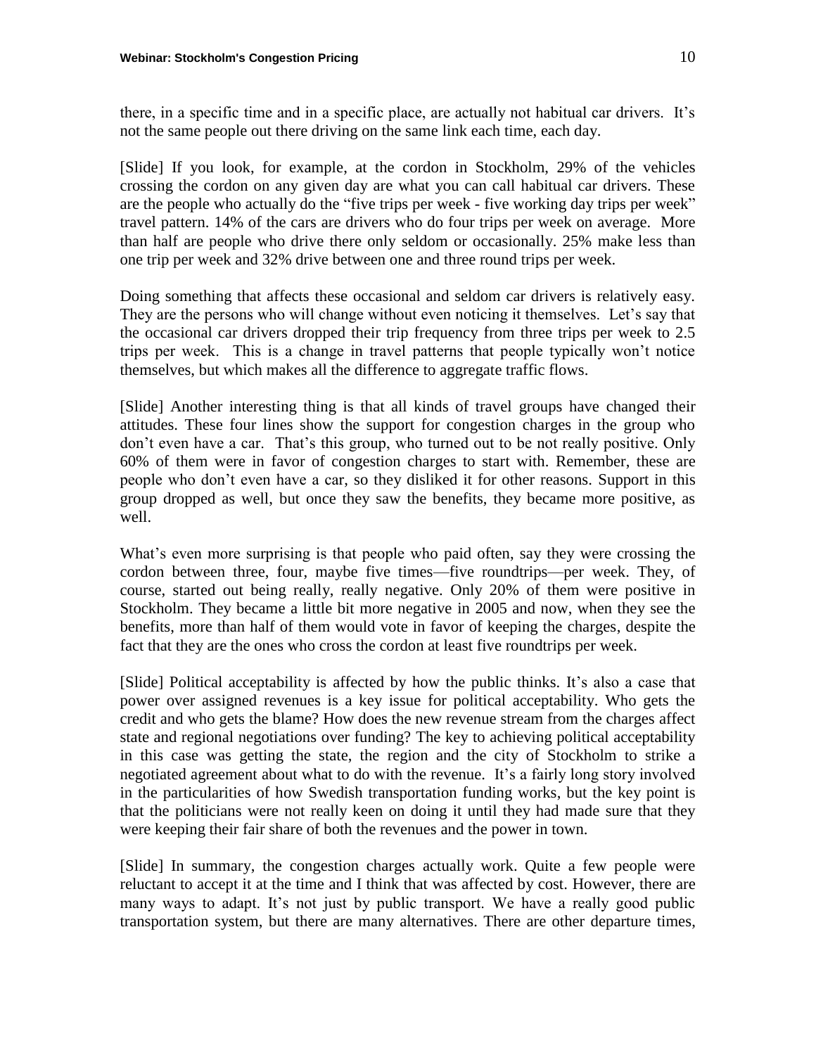there, in a specific time and in a specific place, are actually not habitual car drivers. It's not the same people out there driving on the same link each time, each day.

[Slide] If you look, for example, at the cordon in Stockholm, 29% of the vehicles crossing the cordon on any given day are what you can call habitual car drivers. These are the people who actually do the "five trips per week - five working day trips per week" travel pattern. 14% of the cars are drivers who do four trips per week on average. More than half are people who drive there only seldom or occasionally. 25% make less than one trip per week and 32% drive between one and three round trips per week.

Doing something that affects these occasional and seldom car drivers is relatively easy. They are the persons who will change without even noticing it themselves. Let's say that the occasional car drivers dropped their trip frequency from three trips per week to 2.5 trips per week. This is a change in travel patterns that people typically won't notice themselves, but which makes all the difference to aggregate traffic flows.

[Slide] Another interesting thing is that all kinds of travel groups have changed their attitudes. These four lines show the support for congestion charges in the group who don't even have a car. That's this group, who turned out to be not really positive. Only 60% of them were in favor of congestion charges to start with. Remember, these are people who don't even have a car, so they disliked it for other reasons. Support in this group dropped as well, but once they saw the benefits, they became more positive, as well.

What's even more surprising is that people who paid often, say they were crossing the cordon between three, four, maybe five times—five roundtrips—per week. They, of course, started out being really, really negative. Only 20% of them were positive in Stockholm. They became a little bit more negative in 2005 and now, when they see the benefits, more than half of them would vote in favor of keeping the charges, despite the fact that they are the ones who cross the cordon at least five roundtrips per week.

[Slide] Political acceptability is affected by how the public thinks. It's also a case that power over assigned revenues is a key issue for political acceptability. Who gets the credit and who gets the blame? How does the new revenue stream from the charges affect state and regional negotiations over funding? The key to achieving political acceptability in this case was getting the state, the region and the city of Stockholm to strike a negotiated agreement about what to do with the revenue. It's a fairly long story involved in the particularities of how Swedish transportation funding works, but the key point is that the politicians were not really keen on doing it until they had made sure that they were keeping their fair share of both the revenues and the power in town.

[Slide] In summary, the congestion charges actually work. Quite a few people were reluctant to accept it at the time and I think that was affected by cost. However, there are many ways to adapt. It's not just by public transport. We have a really good public transportation system, but there are many alternatives. There are other departure times,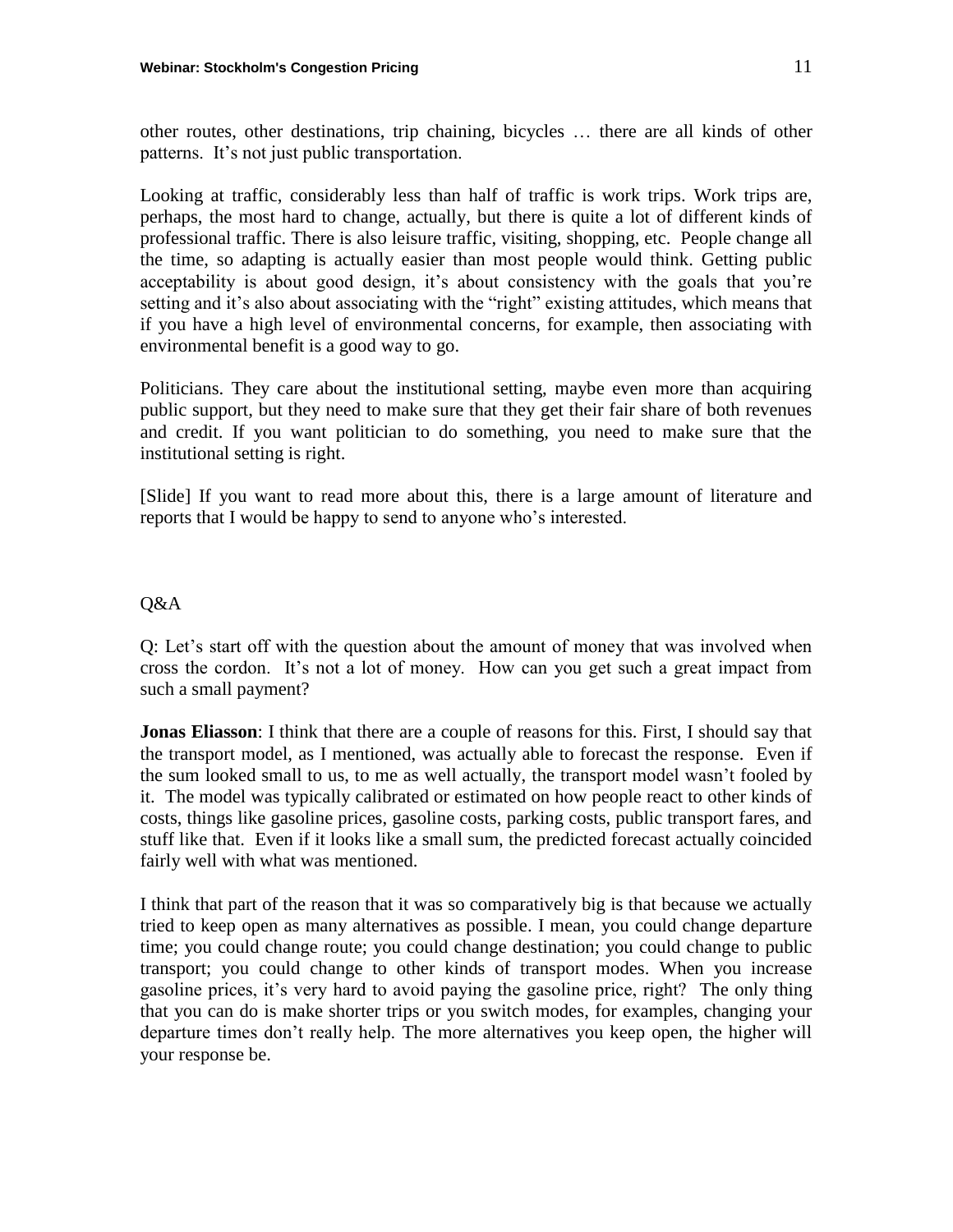other routes, other destinations, trip chaining, bicycles … there are all kinds of other patterns. It's not just public transportation.

Looking at traffic, considerably less than half of traffic is work trips. Work trips are, perhaps, the most hard to change, actually, but there is quite a lot of different kinds of professional traffic. There is also leisure traffic, visiting, shopping, etc. People change all the time, so adapting is actually easier than most people would think. Getting public acceptability is about good design, it's about consistency with the goals that you're setting and it's also about associating with the "right" existing attitudes, which means that if you have a high level of environmental concerns, for example, then associating with environmental benefit is a good way to go.

Politicians. They care about the institutional setting, maybe even more than acquiring public support, but they need to make sure that they get their fair share of both revenues and credit. If you want politician to do something, you need to make sure that the institutional setting is right.

[Slide] If you want to read more about this, there is a large amount of literature and reports that I would be happy to send to anyone who's interested.

Q&A

Q: Let's start off with the question about the amount of money that was involved when cross the cordon. It's not a lot of money. How can you get such a great impact from such a small payment?

**Jonas Eliasson**: I think that there are a couple of reasons for this. First, I should say that the transport model, as I mentioned, was actually able to forecast the response. Even if the sum looked small to us, to me as well actually, the transport model wasn't fooled by it. The model was typically calibrated or estimated on how people react to other kinds of costs, things like gasoline prices, gasoline costs, parking costs, public transport fares, and stuff like that. Even if it looks like a small sum, the predicted forecast actually coincided fairly well with what was mentioned.

I think that part of the reason that it was so comparatively big is that because we actually tried to keep open as many alternatives as possible. I mean, you could change departure time; you could change route; you could change destination; you could change to public transport; you could change to other kinds of transport modes. When you increase gasoline prices, it's very hard to avoid paying the gasoline price, right? The only thing that you can do is make shorter trips or you switch modes, for examples, changing your departure times don't really help. The more alternatives you keep open, the higher will your response be.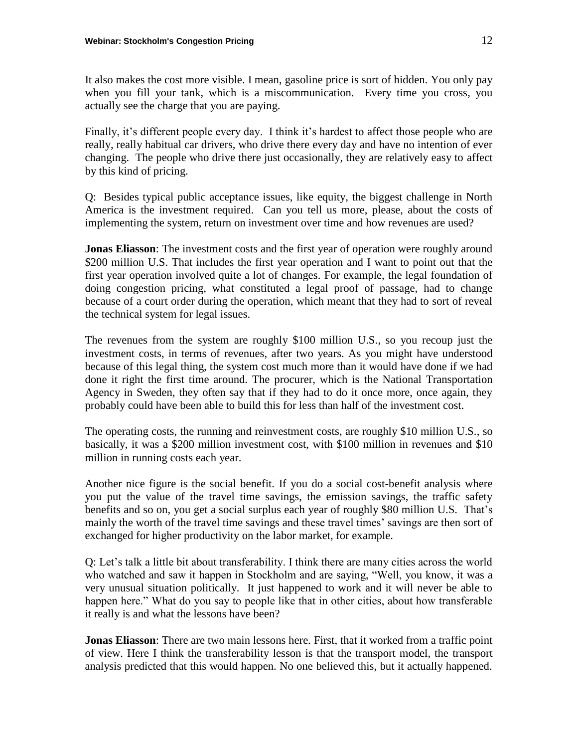It also makes the cost more visible. I mean, gasoline price is sort of hidden. You only pay when you fill your tank, which is a miscommunication. Every time you cross, you actually see the charge that you are paying.

Finally, it's different people every day. I think it's hardest to affect those people who are really, really habitual car drivers, who drive there every day and have no intention of ever changing. The people who drive there just occasionally, they are relatively easy to affect by this kind of pricing.

Q: Besides typical public acceptance issues, like equity, the biggest challenge in North America is the investment required. Can you tell us more, please, about the costs of implementing the system, return on investment over time and how revenues are used?

**Jonas Eliasson**: The investment costs and the first year of operation were roughly around \$200 million U.S. That includes the first year operation and I want to point out that the first year operation involved quite a lot of changes. For example, the legal foundation of doing congestion pricing, what constituted a legal proof of passage, had to change because of a court order during the operation, which meant that they had to sort of reveal the technical system for legal issues.

The revenues from the system are roughly \$100 million U.S., so you recoup just the investment costs, in terms of revenues, after two years. As you might have understood because of this legal thing, the system cost much more than it would have done if we had done it right the first time around. The procurer, which is the National Transportation Agency in Sweden, they often say that if they had to do it once more, once again, they probably could have been able to build this for less than half of the investment cost.

The operating costs, the running and reinvestment costs, are roughly \$10 million U.S., so basically, it was a \$200 million investment cost, with \$100 million in revenues and \$10 million in running costs each year.

Another nice figure is the social benefit. If you do a social cost-benefit analysis where you put the value of the travel time savings, the emission savings, the traffic safety benefits and so on, you get a social surplus each year of roughly \$80 million U.S. That's mainly the worth of the travel time savings and these travel times' savings are then sort of exchanged for higher productivity on the labor market, for example.

Q: Let's talk a little bit about transferability. I think there are many cities across the world who watched and saw it happen in Stockholm and are saying, "Well, you know, it was a very unusual situation politically. It just happened to work and it will never be able to happen here." What do you say to people like that in other cities, about how transferable it really is and what the lessons have been?

**Jonas Eliasson**: There are two main lessons here. First, that it worked from a traffic point of view. Here I think the transferability lesson is that the transport model, the transport analysis predicted that this would happen. No one believed this, but it actually happened.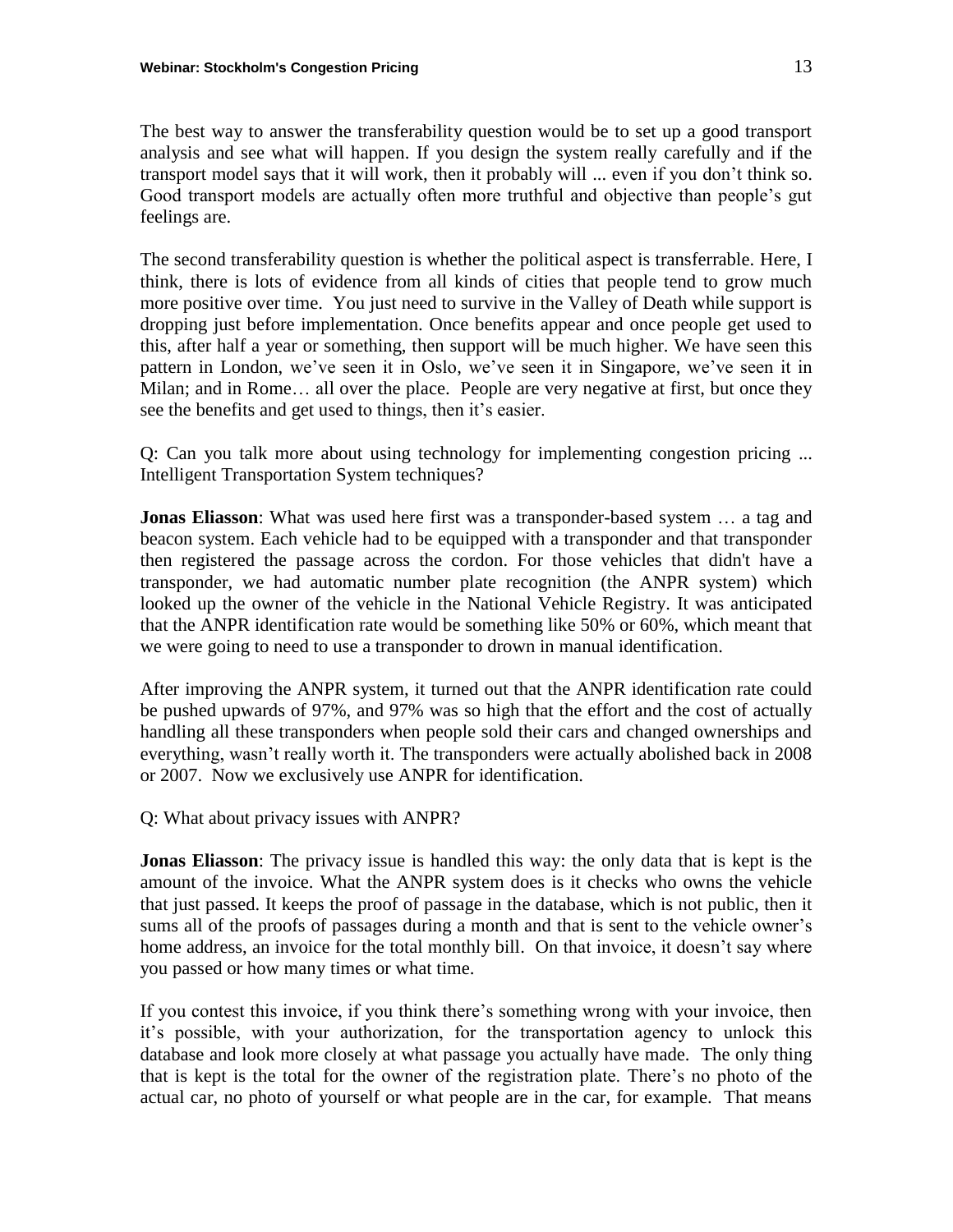The best way to answer the transferability question would be to set up a good transport analysis and see what will happen. If you design the system really carefully and if the transport model says that it will work, then it probably will ... even if you don't think so. Good transport models are actually often more truthful and objective than people's gut feelings are.

The second transferability question is whether the political aspect is transferrable. Here, I think, there is lots of evidence from all kinds of cities that people tend to grow much more positive over time. You just need to survive in the Valley of Death while support is dropping just before implementation. Once benefits appear and once people get used to this, after half a year or something, then support will be much higher. We have seen this pattern in London, we've seen it in Oslo, we've seen it in Singapore, we've seen it in Milan; and in Rome… all over the place. People are very negative at first, but once they see the benefits and get used to things, then it's easier.

Q: Can you talk more about using technology for implementing congestion pricing ... Intelligent Transportation System techniques?

**Jonas Eliasson**: What was used here first was a transponder-based system … a tag and beacon system. Each vehicle had to be equipped with a transponder and that transponder then registered the passage across the cordon. For those vehicles that didn't have a transponder, we had automatic number plate recognition (the ANPR system) which looked up the owner of the vehicle in the National Vehicle Registry. It was anticipated that the ANPR identification rate would be something like 50% or 60%, which meant that we were going to need to use a transponder to drown in manual identification.

After improving the ANPR system, it turned out that the ANPR identification rate could be pushed upwards of 97%, and 97% was so high that the effort and the cost of actually handling all these transponders when people sold their cars and changed ownerships and everything, wasn't really worth it. The transponders were actually abolished back in 2008 or 2007. Now we exclusively use ANPR for identification.

Q: What about privacy issues with ANPR?

**Jonas Eliasson**: The privacy issue is handled this way: the only data that is kept is the amount of the invoice. What the ANPR system does is it checks who owns the vehicle that just passed. It keeps the proof of passage in the database, which is not public, then it sums all of the proofs of passages during a month and that is sent to the vehicle owner's home address, an invoice for the total monthly bill. On that invoice, it doesn't say where you passed or how many times or what time.

If you contest this invoice, if you think there's something wrong with your invoice, then it's possible, with your authorization, for the transportation agency to unlock this database and look more closely at what passage you actually have made. The only thing that is kept is the total for the owner of the registration plate. There's no photo of the actual car, no photo of yourself or what people are in the car, for example. That means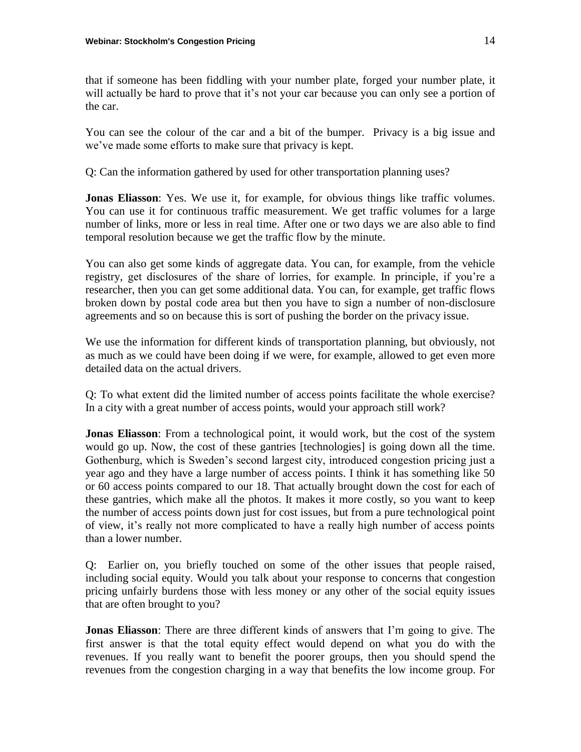that if someone has been fiddling with your number plate, forged your number plate, it will actually be hard to prove that it's not your car because you can only see a portion of the car.

You can see the colour of the car and a bit of the bumper. Privacy is a big issue and we've made some efforts to make sure that privacy is kept.

Q: Can the information gathered by used for other transportation planning uses?

**Jonas Eliasson**: Yes. We use it, for example, for obvious things like traffic volumes. You can use it for continuous traffic measurement. We get traffic volumes for a large number of links, more or less in real time. After one or two days we are also able to find temporal resolution because we get the traffic flow by the minute.

You can also get some kinds of aggregate data. You can, for example, from the vehicle registry, get disclosures of the share of lorries, for example. In principle, if you're a researcher, then you can get some additional data. You can, for example, get traffic flows broken down by postal code area but then you have to sign a number of non-disclosure agreements and so on because this is sort of pushing the border on the privacy issue.

We use the information for different kinds of transportation planning, but obviously, not as much as we could have been doing if we were, for example, allowed to get even more detailed data on the actual drivers.

Q: To what extent did the limited number of access points facilitate the whole exercise? In a city with a great number of access points, would your approach still work?

**Jonas Eliasson**: From a technological point, it would work, but the cost of the system would go up. Now, the cost of these gantries [technologies] is going down all the time. Gothenburg, which is Sweden's second largest city, introduced congestion pricing just a year ago and they have a large number of access points. I think it has something like 50 or 60 access points compared to our 18. That actually brought down the cost for each of these gantries, which make all the photos. It makes it more costly, so you want to keep the number of access points down just for cost issues, but from a pure technological point of view, it's really not more complicated to have a really high number of access points than a lower number.

Q: Earlier on, you briefly touched on some of the other issues that people raised, including social equity. Would you talk about your response to concerns that congestion pricing unfairly burdens those with less money or any other of the social equity issues that are often brought to you?

**Jonas Eliasson**: There are three different kinds of answers that I'm going to give. The first answer is that the total equity effect would depend on what you do with the revenues. If you really want to benefit the poorer groups, then you should spend the revenues from the congestion charging in a way that benefits the low income group. For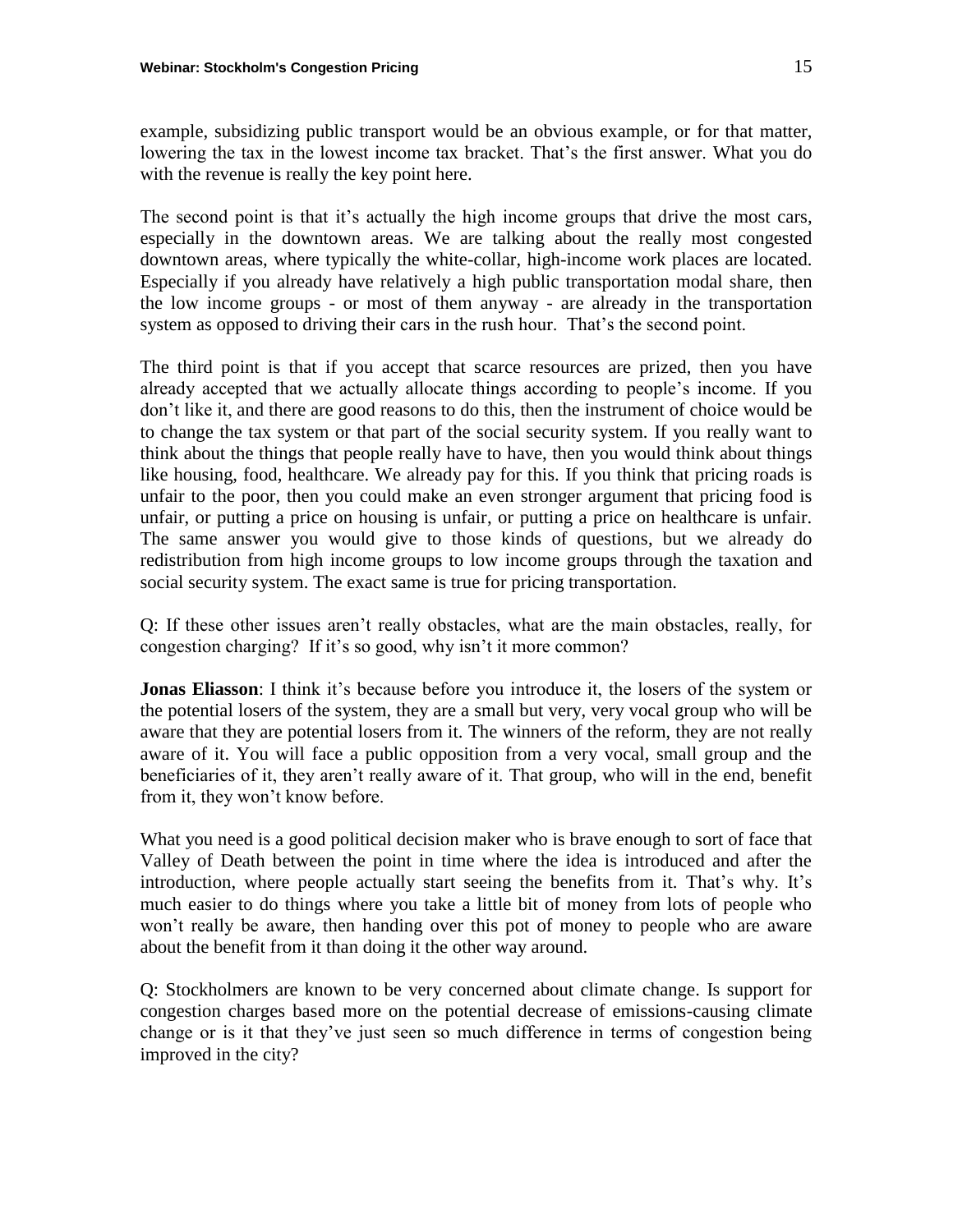example, subsidizing public transport would be an obvious example, or for that matter, lowering the tax in the lowest income tax bracket. That's the first answer. What you do with the revenue is really the key point here.

The second point is that it's actually the high income groups that drive the most cars, especially in the downtown areas. We are talking about the really most congested downtown areas, where typically the white-collar, high-income work places are located. Especially if you already have relatively a high public transportation modal share, then the low income groups - or most of them anyway - are already in the transportation system as opposed to driving their cars in the rush hour. That's the second point.

The third point is that if you accept that scarce resources are prized, then you have already accepted that we actually allocate things according to people's income. If you don't like it, and there are good reasons to do this, then the instrument of choice would be to change the tax system or that part of the social security system. If you really want to think about the things that people really have to have, then you would think about things like housing, food, healthcare. We already pay for this. If you think that pricing roads is unfair to the poor, then you could make an even stronger argument that pricing food is unfair, or putting a price on housing is unfair, or putting a price on healthcare is unfair. The same answer you would give to those kinds of questions, but we already do redistribution from high income groups to low income groups through the taxation and social security system. The exact same is true for pricing transportation.

Q: If these other issues aren't really obstacles, what are the main obstacles, really, for congestion charging? If it's so good, why isn't it more common?

**Jonas Eliasson**: I think it's because before you introduce it, the losers of the system or the potential losers of the system, they are a small but very, very vocal group who will be aware that they are potential losers from it. The winners of the reform, they are not really aware of it. You will face a public opposition from a very vocal, small group and the beneficiaries of it, they aren't really aware of it. That group, who will in the end, benefit from it, they won't know before.

What you need is a good political decision maker who is brave enough to sort of face that Valley of Death between the point in time where the idea is introduced and after the introduction, where people actually start seeing the benefits from it. That's why. It's much easier to do things where you take a little bit of money from lots of people who won't really be aware, then handing over this pot of money to people who are aware about the benefit from it than doing it the other way around.

Q: Stockholmers are known to be very concerned about climate change. Is support for congestion charges based more on the potential decrease of emissions-causing climate change or is it that they've just seen so much difference in terms of congestion being improved in the city?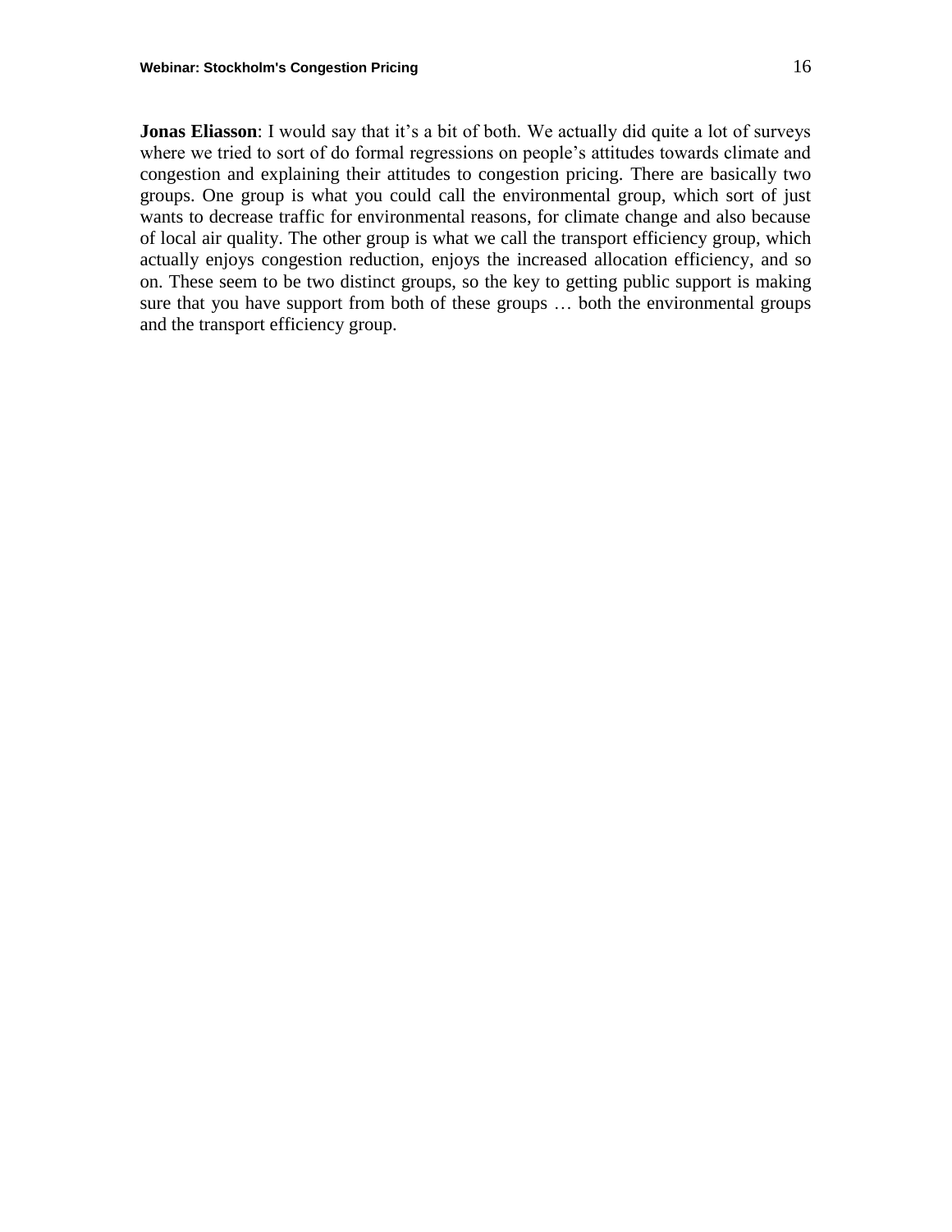**Jonas Eliasson**: I would say that it's a bit of both. We actually did quite a lot of surveys where we tried to sort of do formal regressions on people's attitudes towards climate and congestion and explaining their attitudes to congestion pricing. There are basically two groups. One group is what you could call the environmental group, which sort of just wants to decrease traffic for environmental reasons, for climate change and also because of local air quality. The other group is what we call the transport efficiency group, which actually enjoys congestion reduction, enjoys the increased allocation efficiency, and so on. These seem to be two distinct groups, so the key to getting public support is making sure that you have support from both of these groups … both the environmental groups and the transport efficiency group.